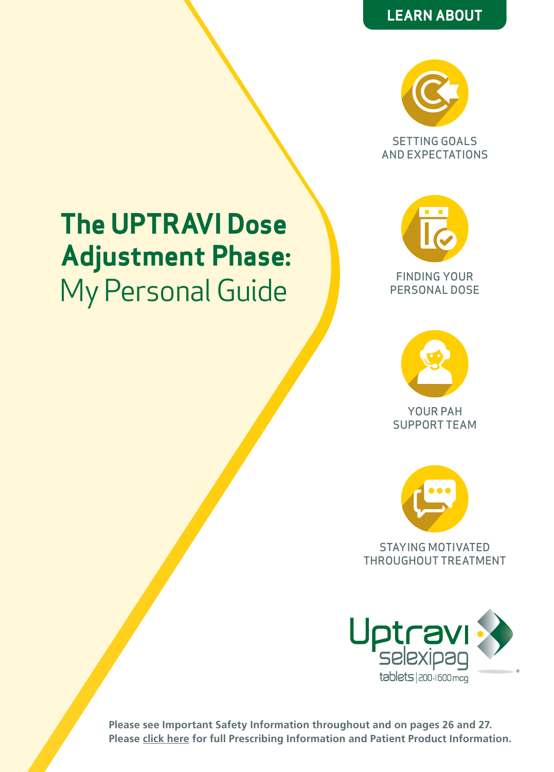# The UPTRAVI Dose Adjustment Phase: My Personal Guide

## LEARN ABOUT

SETTING GOALS AND EXPECTATIONS

FINDING YOUR PERSONAL DOSE

YOUR PAH SUPPORT TEAM

STAYING MOTIVATED THROUGHOUT TREATMENT

Uptravi selexipag tablets | 200-1600 mcg

**Please see Important Safety Information throughout and on pages 26 and 27.**
**Please click here for full Prescribing Information and Patient Product Information.**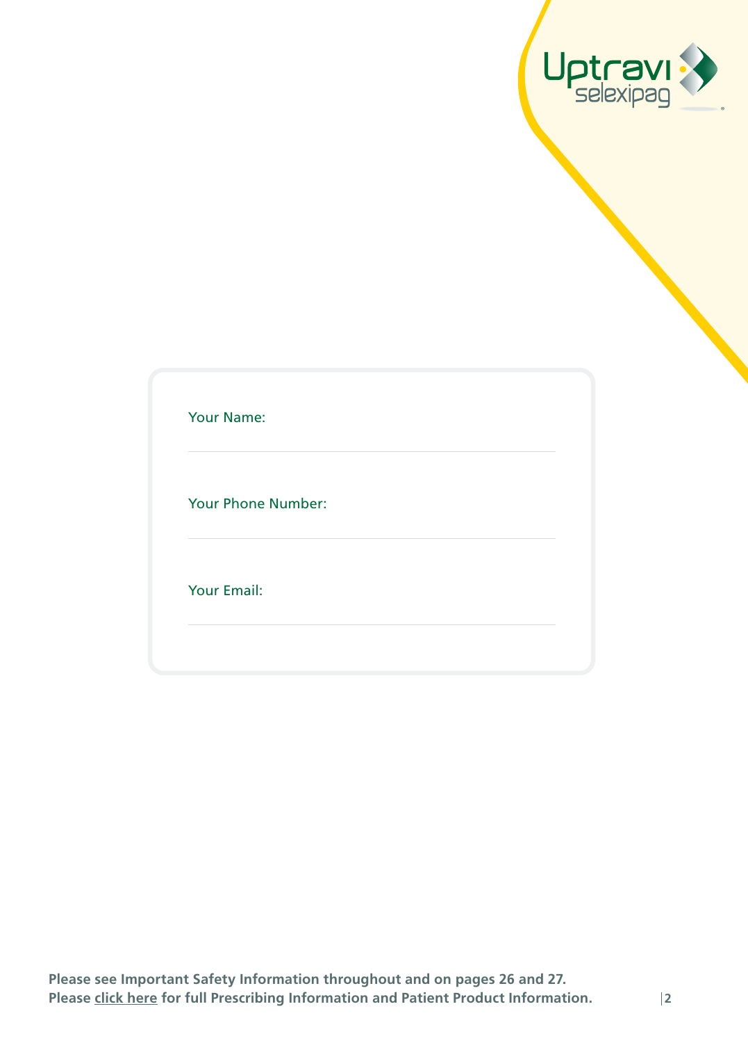Your Name:

---

Your Phone Number:

---

Your Email:

---

**Please see Important Safety Information throughout and on pages 26 and 27.**
**Please click here for full Prescribing Information and Patient Product Information.**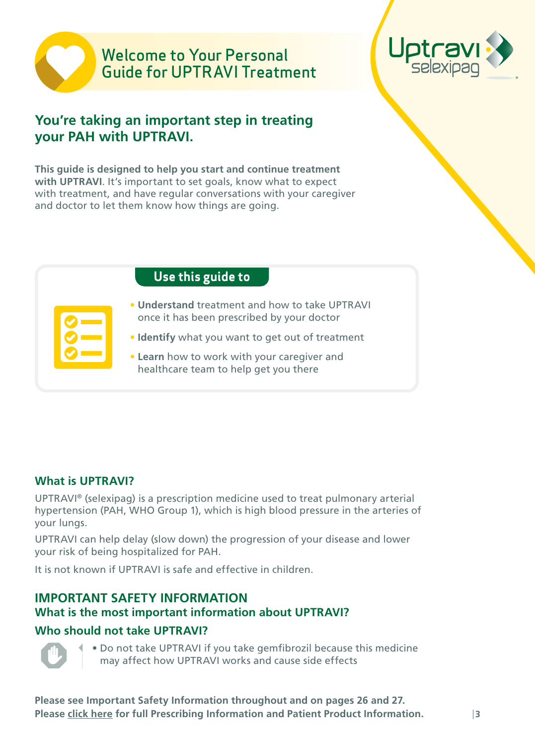# Welcome to Your Personal Guide for UPTRAVI Treatment

Uptravi selexipag

## You're taking an important step in treating your PAH with UPTRAVI.

**This guide is designed to help you start and continue treatment with UPTRAVI**. It's important to set goals, know what to expect with treatment, and have regular conversations with your caregiver and doctor to let them know how things are going.

### Use this guide to

- **Understand** treatment and how to take UPTRAVI once it has been prescribed by your doctor
- **Identify** what you want to get out of treatment
- **Learn** how to work with your caregiver and healthcare team to help get you there

### What is UPTRAVI?

UPTRAVI® (selexipag) is a prescription medicine used to treat pulmonary arterial hypertension (PAH, WHO Group 1), which is high blood pressure in the arteries of your lungs.

UPTRAVI can help delay (slow down) the progression of your disease and lower your risk of being hospitalized for PAH.

It is not known if UPTRAVI is safe and effective in children.

### IMPORTANT SAFETY INFORMATION

### What is the most important information about UPTRAVI?

### Who should not take UPTRAVI?

- Do not take UPTRAVI if you take gemfibrozil because this medicine may affect how UPTRAVI works and cause side effects

**Please see Important Safety Information throughout and on pages 26 and 27.**
**Please click here for full Prescribing Information and Patient Product Information.**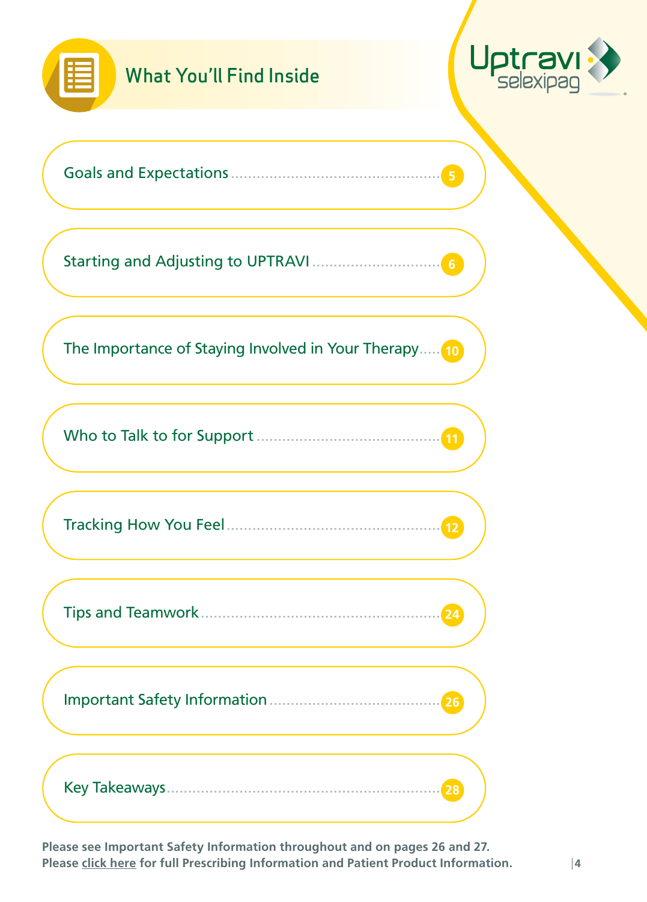# What You'll Find Inside

| Section | Page |
| --- | --- |
| Goals and Expectations | 5 |
| Starting and Adjusting to UPTRAVI | 6 |
| The Importance of Staying Involved in Your Therapy | 10 |
| Who to Talk to for Support | 11 |
| Tracking How You Feel | 12 |
| Tips and Teamwork | 24 |
| Important Safety Information | 26 |
| Key Takeaways | 28 |

**Please see Important Safety Information throughout and on pages 26 and 27.**
**Please click here for full Prescribing Information and Patient Product Information.**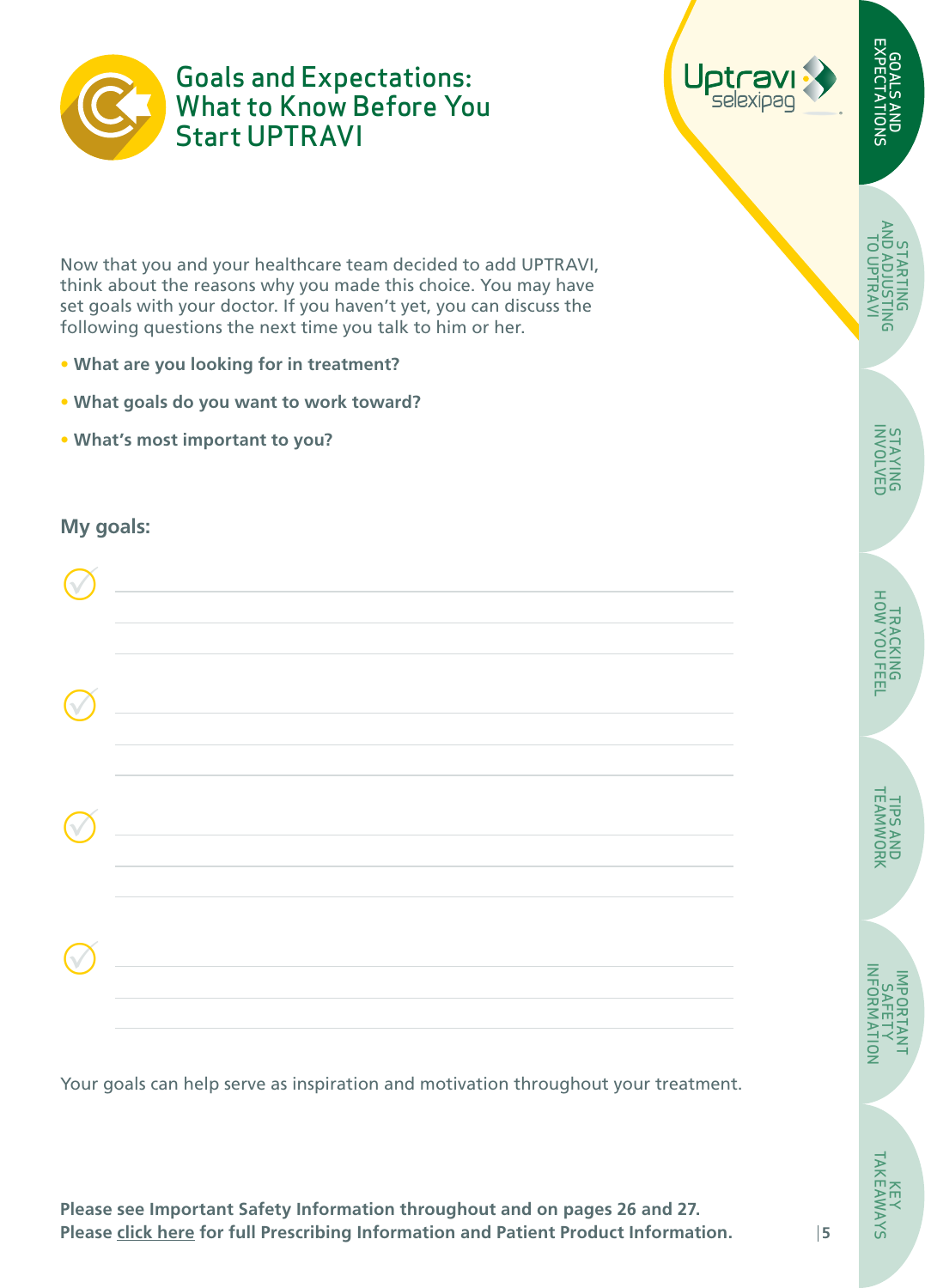# Goals and Expectations: What to Know Before You Start UPTRAVI

Now that you and your healthcare team decided to add UPTRAVI, think about the reasons why you made this choice. You may have set goals with your doctor. If you haven't yet, you can discuss the following questions the next time you talk to him or her.

- **What are you looking for in treatment?**
- **What goals do you want to work toward?**
- **What's most important to you?**

**My goals:**

- ______________________________
- ______________________________
- ______________________________
- ______________________________

Your goals can help serve as inspiration and motivation throughout your treatment.

**Please see Important Safety Information throughout and on pages 26 and 27.**
**Please click here for full Prescribing Information and Patient Product Information.**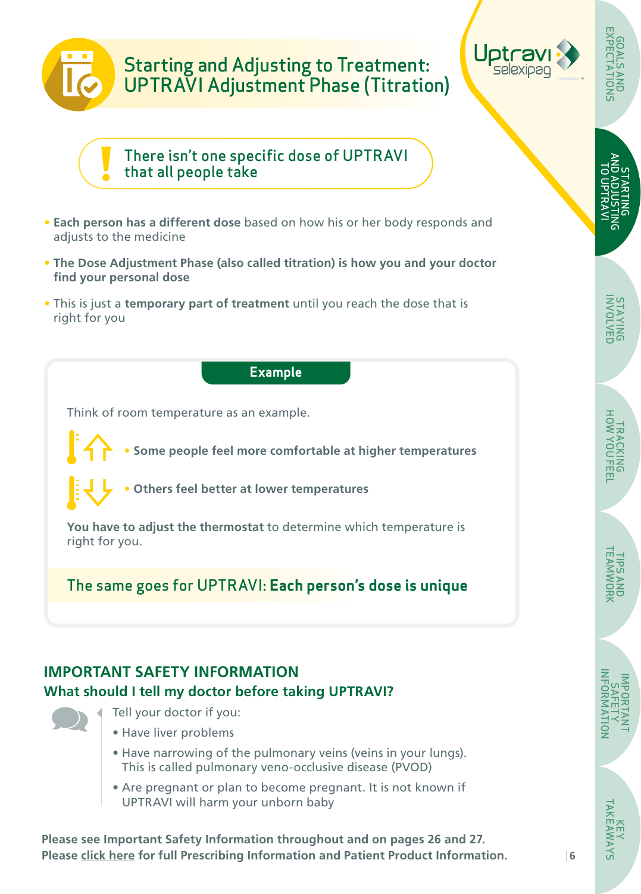# Starting and Adjusting to Treatment: UPTRAVI Adjustment Phase (Titration)

**There isn't one specific dose of UPTRAVI that all people take**

- **Each person has a different dose** based on how his or her body responds and adjusts to the medicine
- **The Dose Adjustment Phase (also called titration) is how you and your doctor find your personal dose**
- This is just a **temporary part of treatment** until you reach the dose that is right for you

**Example**

Think of room temperature as an example.

- **Some people feel more comfortable at higher temperatures**
- **Others feel better at lower temperatures**

**You have to adjust the thermostat** to determine which temperature is right for you.

The same goes for UPTRAVI: **Each person's dose is unique**

## IMPORTANT SAFETY INFORMATION

### What should I tell my doctor before taking UPTRAVI?

Tell your doctor if you:

- Have liver problems
- Have narrowing of the pulmonary veins (veins in your lungs). This is called pulmonary veno-occlusive disease (PVOD)
- Are pregnant or plan to become pregnant. It is not known if UPTRAVI will harm your unborn baby

**Please see Important Safety Information throughout and on pages 26 and 27.**
**Please click here for full Prescribing Information and Patient Product Information.**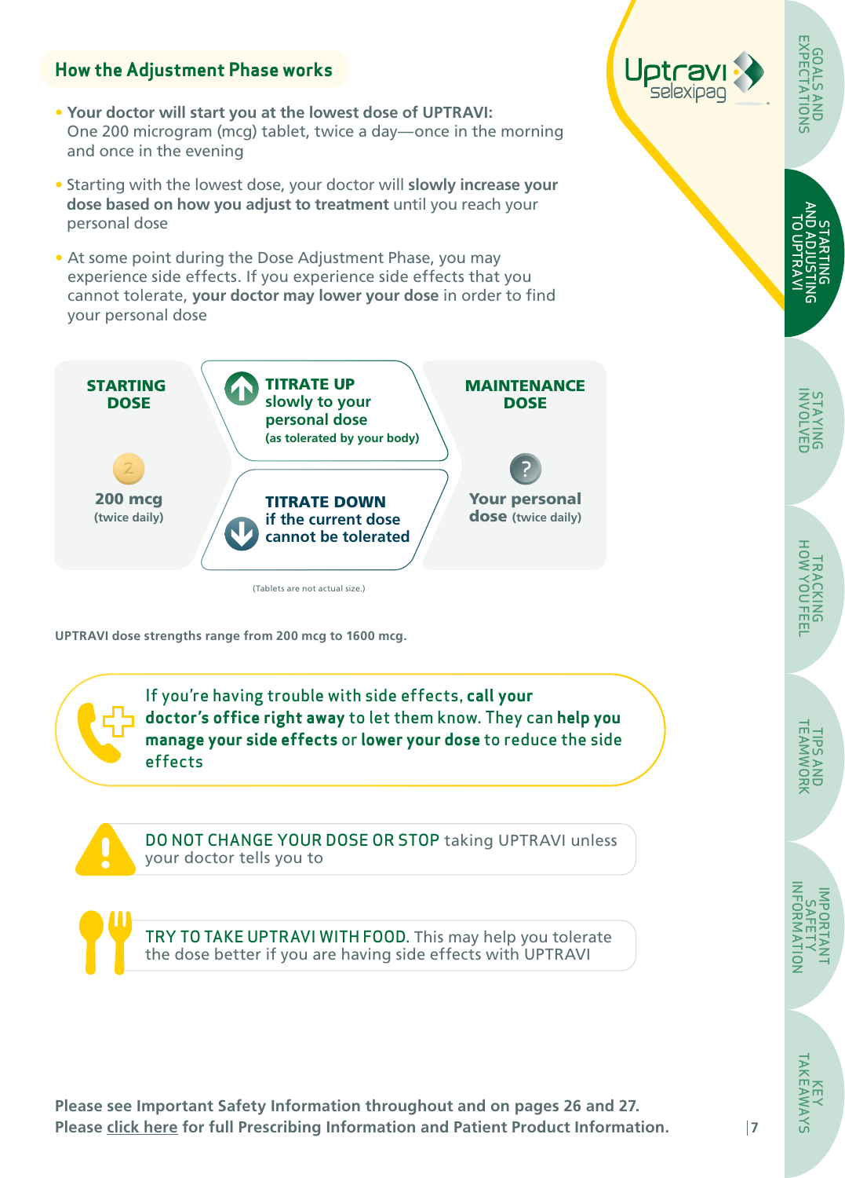## How the Adjustment Phase works

- **Your doctor will start you at the lowest dose of UPTRAVI:** One 200 microgram (mcg) tablet, twice a day—once in the morning and once in the evening
- Starting with the lowest dose, your doctor will **slowly increase your dose based on how you adjust to treatment** until you reach your personal dose
- At some point during the Dose Adjustment Phase, you may experience side effects. If you experience side effects that you cannot tolerate, **your doctor may lower your dose** in order to find your personal dose

**STARTING DOSE**

**200 mcg** (twice daily)

**TITRATE UP** slowly to your personal dose (as tolerated by your body)

**TITRATE DOWN** if the current dose cannot be tolerated

**MAINTENANCE DOSE**

**Your personal dose** (twice daily)

(Tablets are not actual size.)

**UPTRAVI dose strengths range from 200 mcg to 1600 mcg.**

If you're having trouble with side effects, **call your doctor's office right away** to let them know. They can **help you manage your side effects** or **lower your dose** to reduce the side effects

DO NOT CHANGE YOUR DOSE OR STOP taking UPTRAVI unless your doctor tells you to

TRY TO TAKE UPTRAVI WITH FOOD. This may help you tolerate the dose better if you are having side effects with UPTRAVI

**Please see Important Safety Information throughout and on pages 26 and 27.**
**Please click here for full Prescribing Information and Patient Product Information.**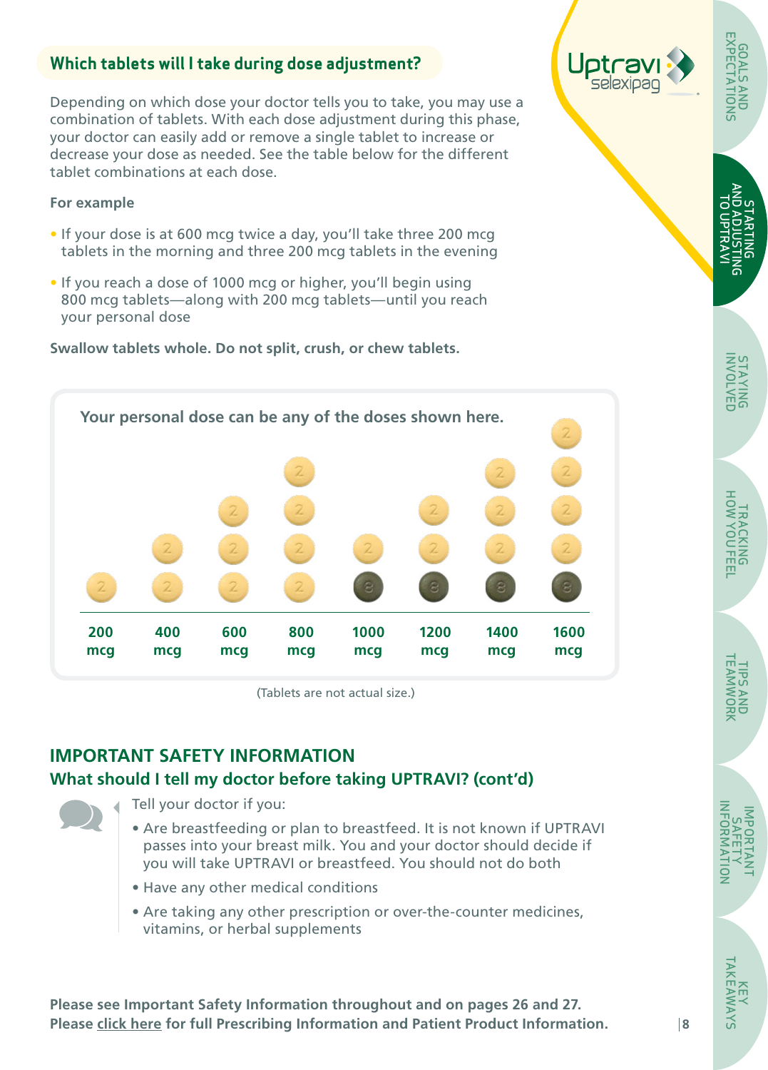## Which tablets will I take during dose adjustment?

Depending on which dose your doctor tells you to take, you may use a combination of tablets. With each dose adjustment during this phase, your doctor can easily add or remove a single tablet to increase or decrease your dose as needed. See the table below for the different tablet combinations at each dose.

**For example**

- If your dose is at 600 mcg twice a day, you'll take three 200 mcg tablets in the morning and three 200 mcg tablets in the evening
- If you reach a dose of 1000 mcg or higher, you'll begin using 800 mcg tablets—along with 200 mcg tablets—until you reach your personal dose

**Swallow tablets whole. Do not split, crush, or chew tablets.**

**Your personal dose can be any of the doses shown here.**

| Dose | 200 mcg tablets | 800 mcg tablets |
|---|---|---|
| 200 mcg | 1 | 0 |
| 400 mcg | 2 | 0 |
| 600 mcg | 3 | 0 |
| 800 mcg | 4 | 0 |
| 1000 mcg | 1 | 1 |
| 1200 mcg | 2 | 1 |
| 1400 mcg | 3 | 1 |
| 1600 mcg | 4 | 1 |

(Tablets are not actual size.)

## IMPORTANT SAFETY INFORMATION

### What should I tell my doctor before taking UPTRAVI? (cont'd)

Tell your doctor if you:

- Are breastfeeding or plan to breastfeed. It is not known if UPTRAVI passes into your breast milk. You and your doctor should decide if you will take UPTRAVI or breastfeed. You should not do both
- Have any other medical conditions
- Are taking any other prescription or over-the-counter medicines, vitamins, or herbal supplements

**Please see Important Safety Information throughout and on pages 26 and 27.**
**Please click here for full Prescribing Information and Patient Product Information.**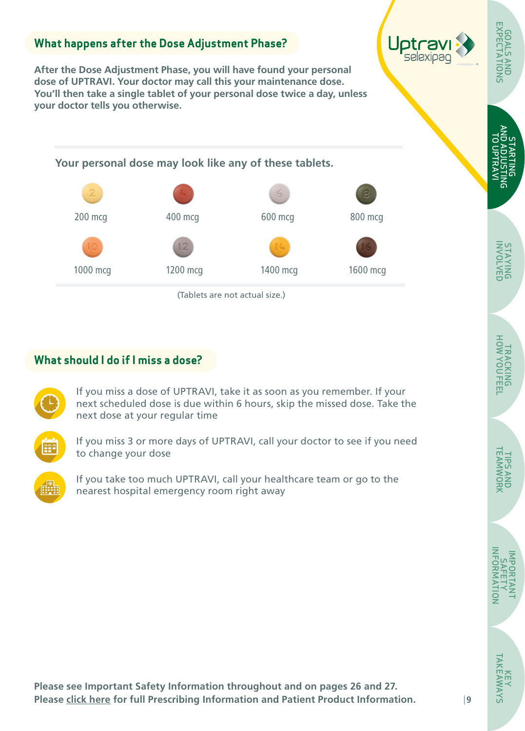## What happens after the Dose Adjustment Phase?

**After the Dose Adjustment Phase, you will have found your personal dose of UPTRAVI. Your doctor may call this your maintenance dose. You'll then take a single tablet of your personal dose twice a day, unless your doctor tells you otherwise.**

### Your personal dose may look like any of these tablets.

| | | | |
|---|---|---|---|
| 200 mcg | 400 mcg | 600 mcg | 800 mcg |
| 1000 mcg | 1200 mcg | 1400 mcg | 1600 mcg |

(Tablets are not actual size.)

## What should I do if I miss a dose?

- If you miss a dose of UPTRAVI, take it as soon as you remember. If your next scheduled dose is due within 6 hours, skip the missed dose. Take the next dose at your regular time
- If you miss 3 or more days of UPTRAVI, call your doctor to see if you need to change your dose
- If you take too much UPTRAVI, call your healthcare team or go to the nearest hospital emergency room right away

**Please see Important Safety Information throughout and on pages 26 and 27.**
**Please click here for full Prescribing Information and Patient Product Information.**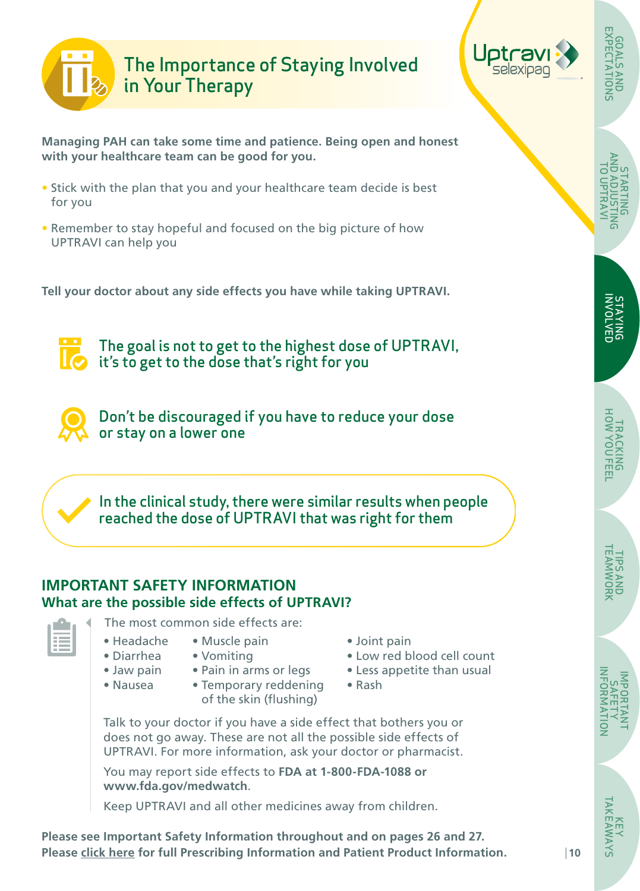# The Importance of Staying Involved in Your Therapy

**Managing PAH can take some time and patience. Being open and honest with your healthcare team can be good for you.**

- Stick with the plan that you and your healthcare team decide is best for you
- Remember to stay hopeful and focused on the big picture of how UPTRAVI can help you

**Tell your doctor about any side effects you have while taking UPTRAVI.**

The goal is not to get to the highest dose of UPTRAVI, it's to get to the dose that's right for you

Don't be discouraged if you have to reduce your dose or stay on a lower one

In the clinical study, there were similar results when people reached the dose of UPTRAVI that was right for them

## IMPORTANT SAFETY INFORMATION

### What are the possible side effects of UPTRAVI?

The most common side effects are:

- Headache
- Diarrhea
- Jaw pain
- Nausea
- Muscle pain
- Vomiting
- Pain in arms or legs
- Temporary reddening of the skin (flushing)
- Joint pain
- Low red blood cell count
- Less appetite than usual
- Rash

Talk to your doctor if you have a side effect that bothers you or does not go away. These are not all the possible side effects of UPTRAVI. For more information, ask your doctor or pharmacist.

You may report side effects to **FDA at 1-800-FDA-1088 or www.fda.gov/medwatch**.

Keep UPTRAVI and all other medicines away from children.

**Please see Important Safety Information throughout and on pages 26 and 27.**
**Please click here for full Prescribing Information and Patient Product Information.**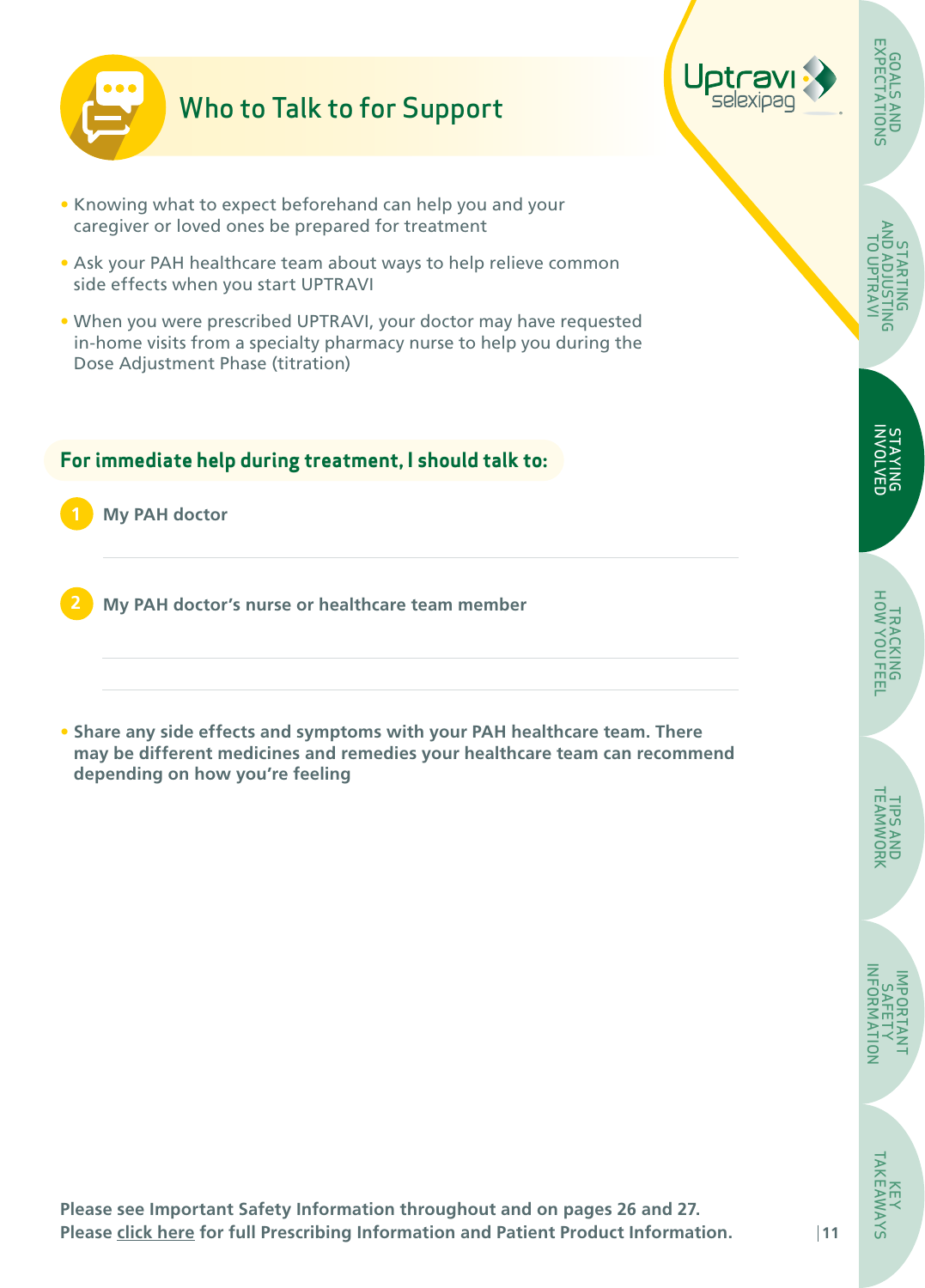# Who to Talk to for Support

- Knowing what to expect beforehand can help you and your caregiver or loved ones be prepared for treatment
- Ask your PAH healthcare team about ways to help relieve common side effects when you start UPTRAVI
- When you were prescribed UPTRAVI, your doctor may have requested in-home visits from a specialty pharmacy nurse to help you during the Dose Adjustment Phase (titration)

## For immediate help during treatment, I should talk to:

1. **My PAH doctor**

   ______________________________

2. **My PAH doctor's nurse or healthcare team member**

   ______________________________

   ______________________________

- **Share any side effects and symptoms with your PAH healthcare team. There may be different medicines and remedies your healthcare team can recommend depending on how you're feeling**

**Please see Important Safety Information throughout and on pages 26 and 27.**
**Please click here for full Prescribing Information and Patient Product Information.**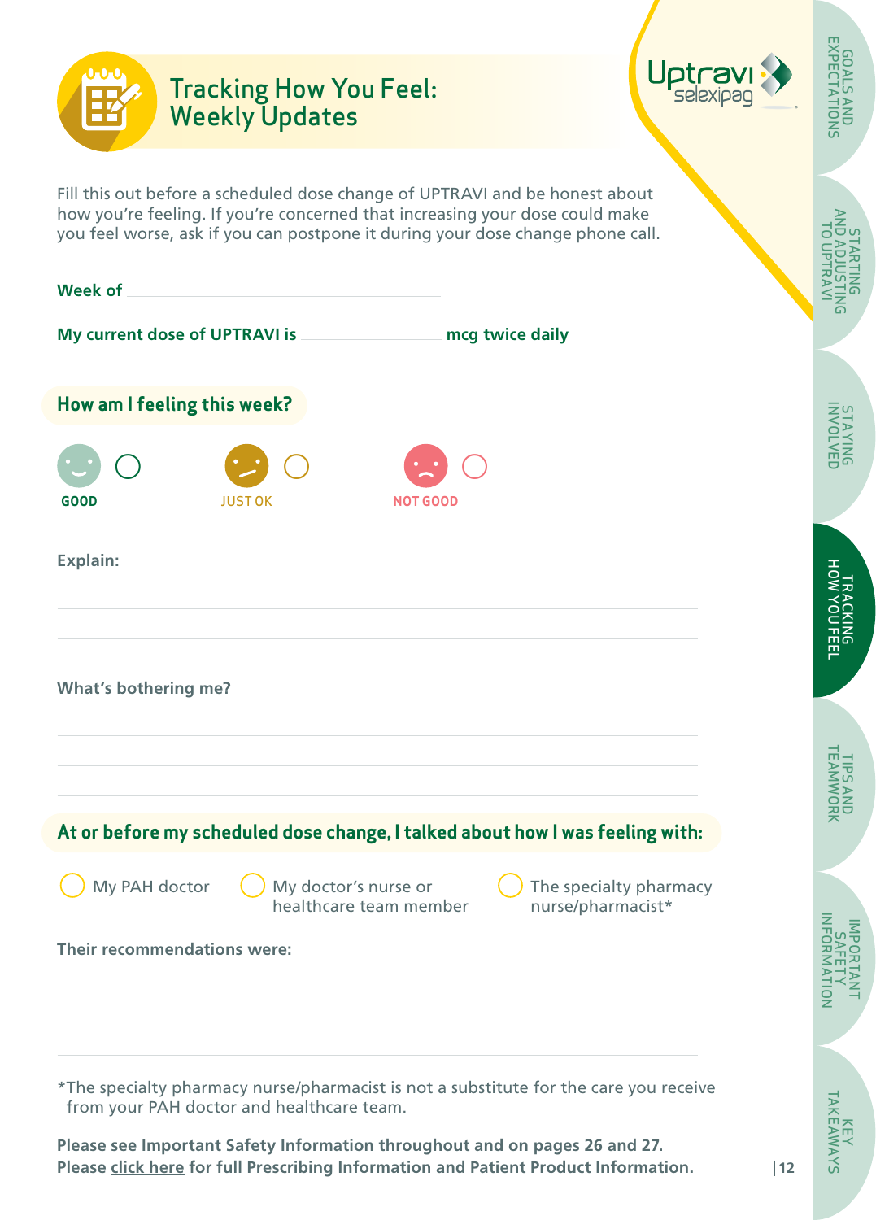# Tracking How You Feel: Weekly Updates

Fill this out before a scheduled dose change of UPTRAVI and be honest about how you're feeling. If you're concerned that increasing your dose could make you feel worse, ask if you can postpone it during your dose change phone call.

**Week of** ______________________________

**My current dose of UPTRAVI is** ______________ **mcg twice daily**

## How am I feeling this week?

○ GOOD ○ JUST OK ○ NOT GOOD

**Explain:**

_______________________________________________

_______________________________________________

_______________________________________________

**What's bothering me?**

_______________________________________________

_______________________________________________

_______________________________________________

## At or before my scheduled dose change, I talked about how I was feeling with:

○ My PAH doctor

○ My doctor's nurse or healthcare team member

○ The specialty pharmacy nurse/pharmacist*

**Their recommendations were:**

_______________________________________________

_______________________________________________

_______________________________________________

*The specialty pharmacy nurse/pharmacist is not a substitute for the care you receive from your PAH doctor and healthcare team.

**Please see Important Safety Information throughout and on pages 26 and 27.**
**Please click here for full Prescribing Information and Patient Product Information.**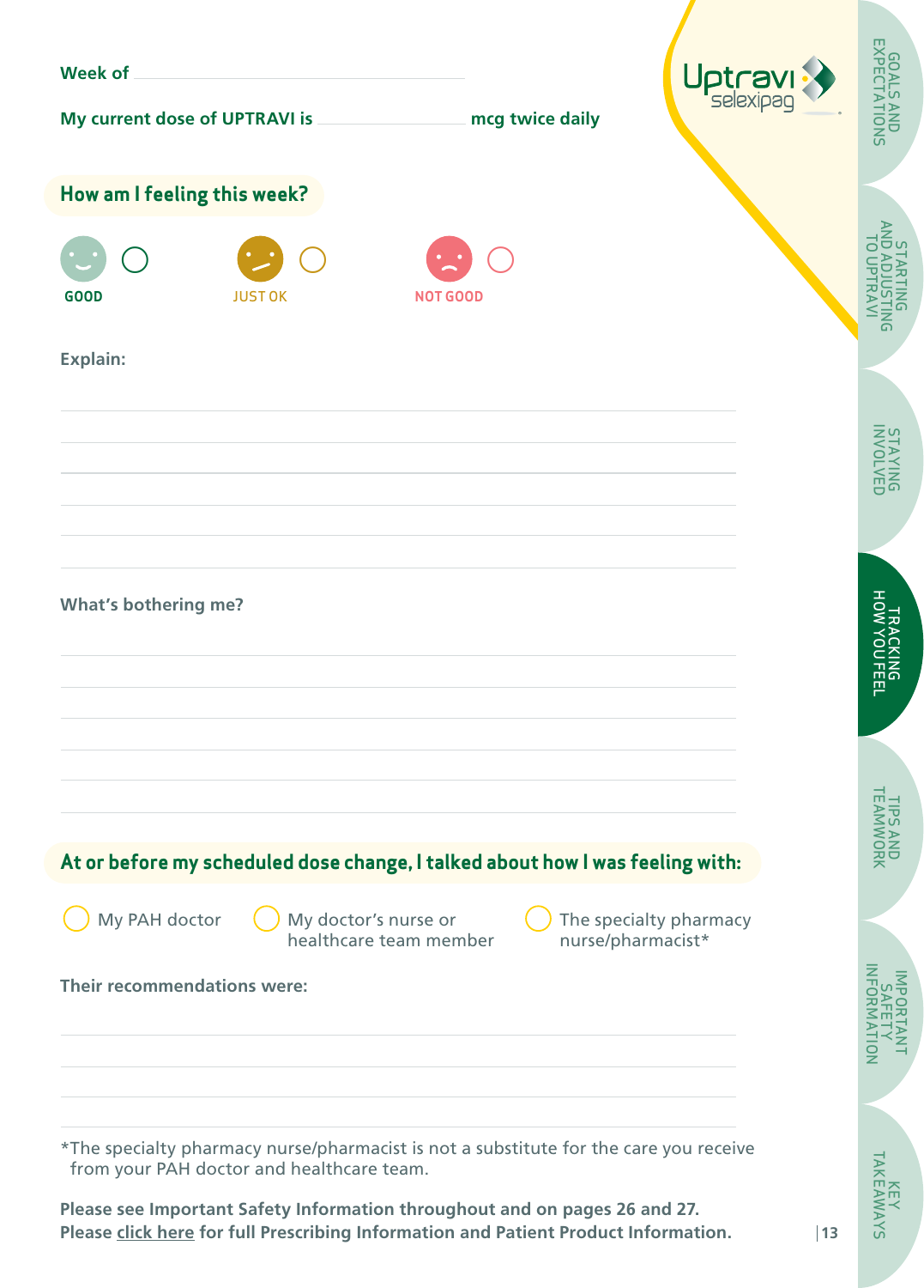Week of ______________________________

My current dose of UPTRAVI is ______________ mcg twice daily

## How am I feeling this week?

○ GOOD ○ JUST OK ○ NOT GOOD

**Explain:**

______________________________________________________________

______________________________________________________________

______________________________________________________________

______________________________________________________________

______________________________________________________________

**What's bothering me?**

______________________________________________________________

______________________________________________________________

______________________________________________________________

______________________________________________________________

______________________________________________________________

## At or before my scheduled dose change, I talked about how I was feeling with:

○ My PAH doctor ○ My doctor's nurse or healthcare team member ○ The specialty pharmacy nurse/pharmacist*

**Their recommendations were:**

______________________________________________________________

______________________________________________________________

______________________________________________________________

*The specialty pharmacy nurse/pharmacist is not a substitute for the care you receive from your PAH doctor and healthcare team.

**Please see Important Safety Information throughout and on pages 26 and 27.**
**Please click here for full Prescribing Information and Patient Product Information.**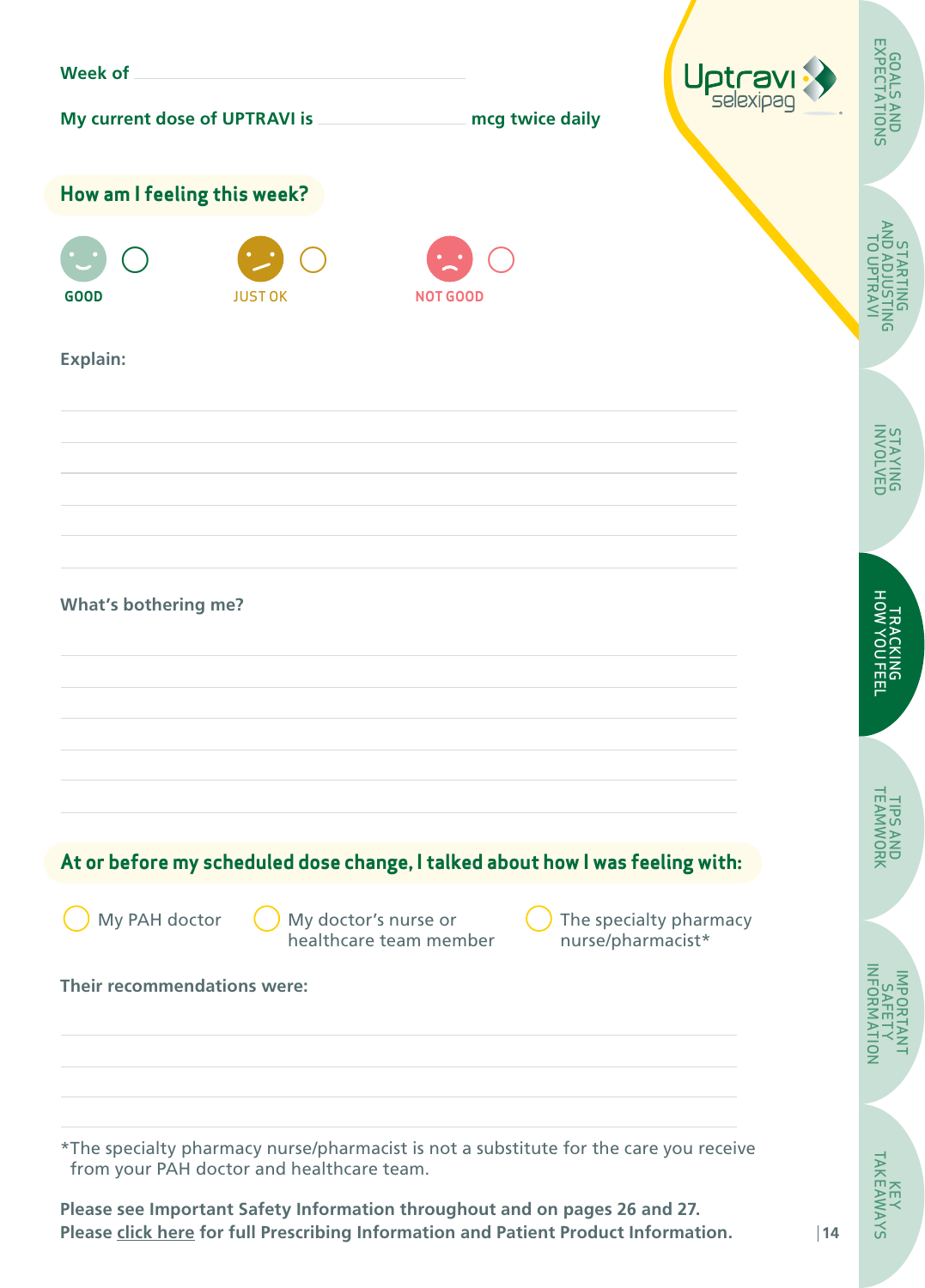Week of ______________________________

My current dose of UPTRAVI is ____________ mcg twice daily

## How am I feeling this week?

- ○ GOOD
- ○ JUST OK
- ○ NOT GOOD

**Explain:**

______________________________

______________________________

______________________________

______________________________

______________________________

**What's bothering me?**

______________________________

______________________________

______________________________

______________________________

______________________________

## At or before my scheduled dose change, I talked about how I was feeling with:

- ○ My PAH doctor
- ○ My doctor's nurse or healthcare team member
- ○ The specialty pharmacy nurse/pharmacist*

**Their recommendations were:**

______________________________

______________________________

______________________________

*The specialty pharmacy nurse/pharmacist is not a substitute for the care you receive from your PAH doctor and healthcare team.

**Please see Important Safety Information throughout and on pages 26 and 27.**
**Please click here for full Prescribing Information and Patient Product Information.**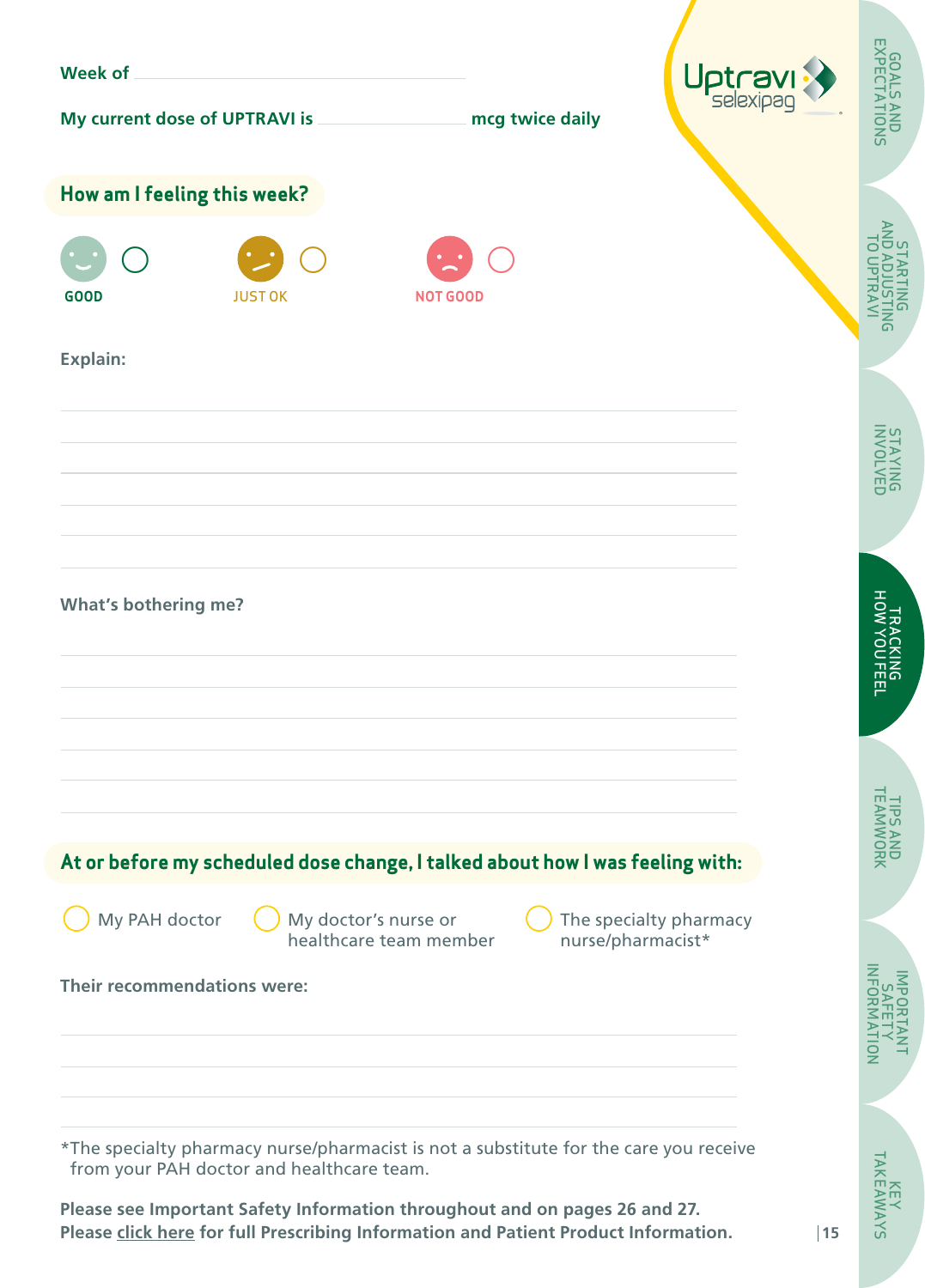Week of ____________________

My current dose of UPTRAVI is ____________ mcg twice daily

## How am I feeling this week?

- ○ GOOD
- ○ JUST OK
- ○ NOT GOOD

**Explain:**

______________________________________________

______________________________________________

______________________________________________

______________________________________________

______________________________________________

**What's bothering me?**

______________________________________________

______________________________________________

______________________________________________

______________________________________________

______________________________________________

## At or before my scheduled dose change, I talked about how I was feeling with:

- ○ My PAH doctor
- ○ My doctor's nurse or healthcare team member
- ○ The specialty pharmacy nurse/pharmacist*

**Their recommendations were:**

______________________________________________

______________________________________________

______________________________________________

*The specialty pharmacy nurse/pharmacist is not a substitute for the care you receive from your PAH doctor and healthcare team.

**Please see Important Safety Information throughout and on pages 26 and 27.**
**Please click here for full Prescribing Information and Patient Product Information.**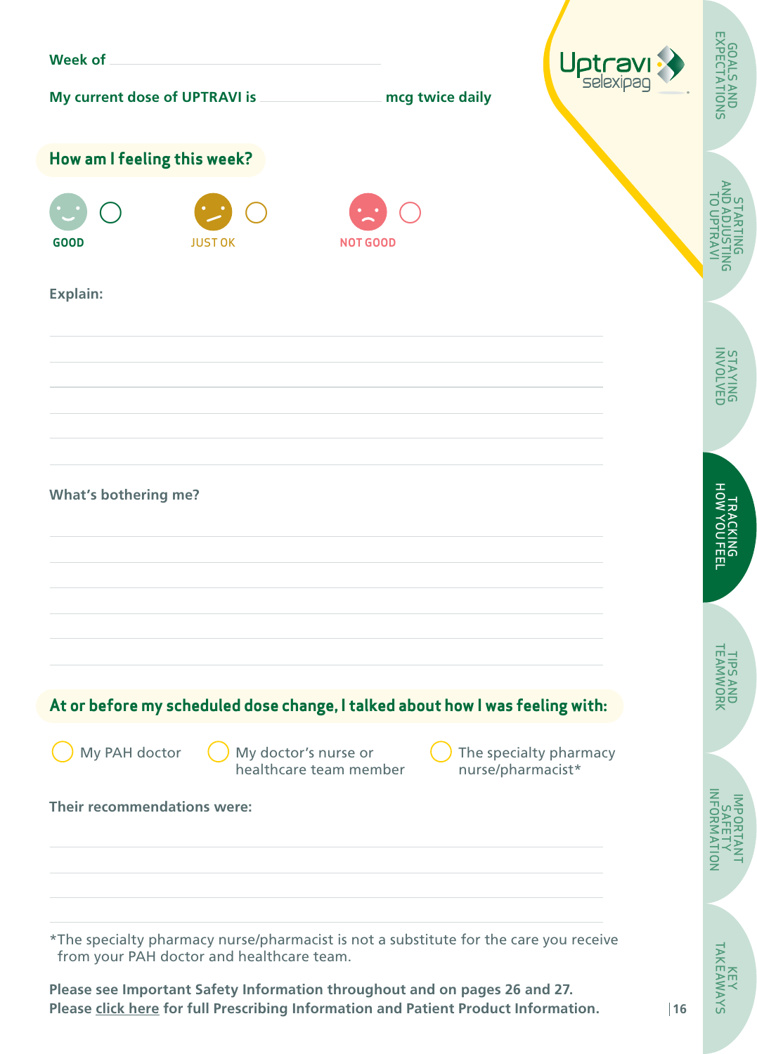Week of ____________________

My current dose of UPTRAVI is ____________ mcg twice daily

## How am I feeling this week?

- ○ GOOD
- ○ JUST OK
- ○ NOT GOOD

**Explain:**

______________________________________________

______________________________________________

______________________________________________

______________________________________________

______________________________________________

**What's bothering me?**

______________________________________________

______________________________________________

______________________________________________

______________________________________________

______________________________________________

## At or before my scheduled dose change, I talked about how I was feeling with:

- ○ My PAH doctor
- ○ My doctor's nurse or healthcare team member
- ○ The specialty pharmacy nurse/pharmacist*

**Their recommendations were:**

______________________________________________

______________________________________________

______________________________________________

*The specialty pharmacy nurse/pharmacist is not a substitute for the care you receive from your PAH doctor and healthcare team.

**Please see Important Safety Information throughout and on pages 26 and 27.**
**Please click here for full Prescribing Information and Patient Product Information.**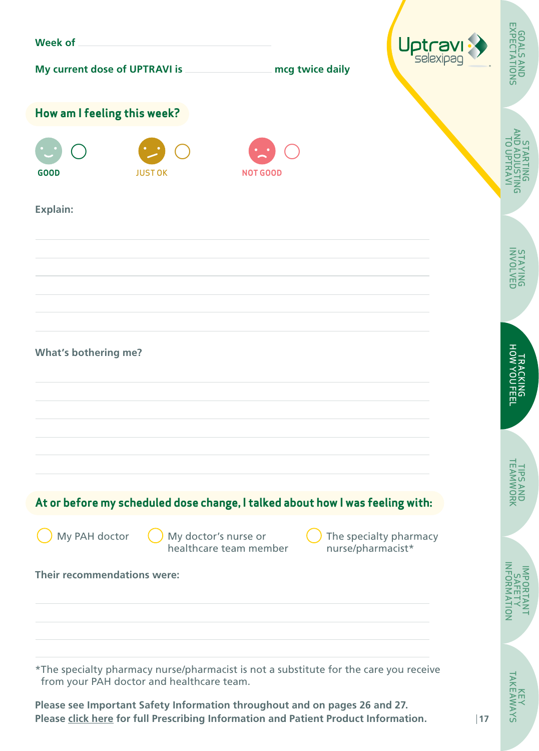Week of ______________________________

My current dose of UPTRAVI is ______________ mcg twice daily

## How am I feeling this week?

○ GOOD　　○ JUST OK　　○ NOT GOOD

**Explain:**

______________________________________________________________

______________________________________________________________

______________________________________________________________

______________________________________________________________

______________________________________________________________

______________________________________________________________

**What's bothering me?**

______________________________________________________________

______________________________________________________________

______________________________________________________________

______________________________________________________________

______________________________________________________________

______________________________________________________________

## At or before my scheduled dose change, I talked about how I was feeling with:

○ My PAH doctor　　○ My doctor's nurse or healthcare team member　　○ The specialty pharmacy nurse/pharmacist*

**Their recommendations were:**

______________________________________________________________

______________________________________________________________

______________________________________________________________

______________________________________________________________

*The specialty pharmacy nurse/pharmacist is not a substitute for the care you receive from your PAH doctor and healthcare team.

**Please see Important Safety Information throughout and on pages 26 and 27.**
**Please click here for full Prescribing Information and Patient Product Information.**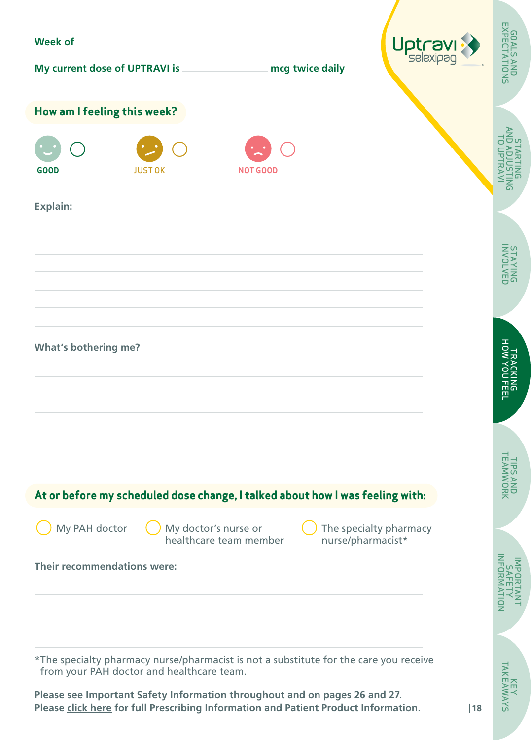Week of ____________________

My current dose of UPTRAVI is ____________ mcg twice daily

## How am I feeling this week?

○ GOOD ○ JUST OK ○ NOT GOOD

**Explain:**

______________________________________________

______________________________________________

______________________________________________

______________________________________________

______________________________________________

______________________________________________

**What's bothering me?**

______________________________________________

______________________________________________

______________________________________________

______________________________________________

______________________________________________

______________________________________________

## At or before my scheduled dose change, I talked about how I was feeling with:

○ My PAH doctor ○ My doctor's nurse or healthcare team member ○ The specialty pharmacy nurse/pharmacist*

**Their recommendations were:**

______________________________________________

______________________________________________

______________________________________________

______________________________________________

*The specialty pharmacy nurse/pharmacist is not a substitute for the care you receive from your PAH doctor and healthcare team.

**Please see Important Safety Information throughout and on pages 26 and 27.**
**Please click here for full Prescribing Information and Patient Product Information.**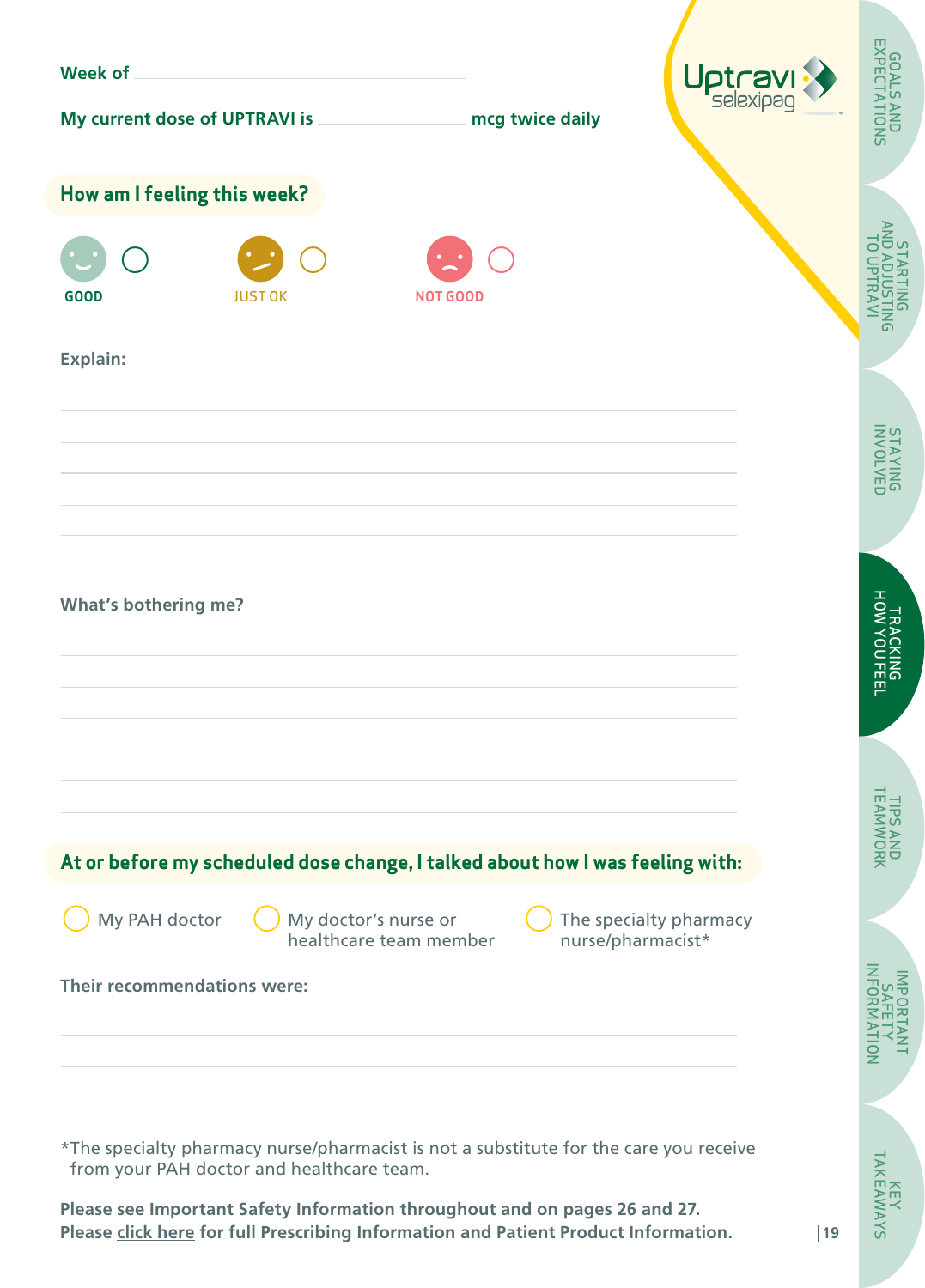Week of ______________________________

My current dose of UPTRAVI is ______________ mcg twice daily

## How am I feeling this week?

- ○ GOOD
- ○ JUST OK
- ○ NOT GOOD

**Explain:**

______________________________________________________________

______________________________________________________________

______________________________________________________________

______________________________________________________________

______________________________________________________________

**What's bothering me?**

______________________________________________________________

______________________________________________________________

______________________________________________________________

______________________________________________________________

______________________________________________________________

## At or before my scheduled dose change, I talked about how I was feeling with:

- ○ My PAH doctor
- ○ My doctor's nurse or healthcare team member
- ○ The specialty pharmacy nurse/pharmacist*

**Their recommendations were:**

______________________________________________________________

______________________________________________________________

______________________________________________________________

*The specialty pharmacy nurse/pharmacist is not a substitute for the care you receive from your PAH doctor and healthcare team.

**Please see Important Safety Information throughout and on pages 26 and 27.**
**Please click here for full Prescribing Information and Patient Product Information.**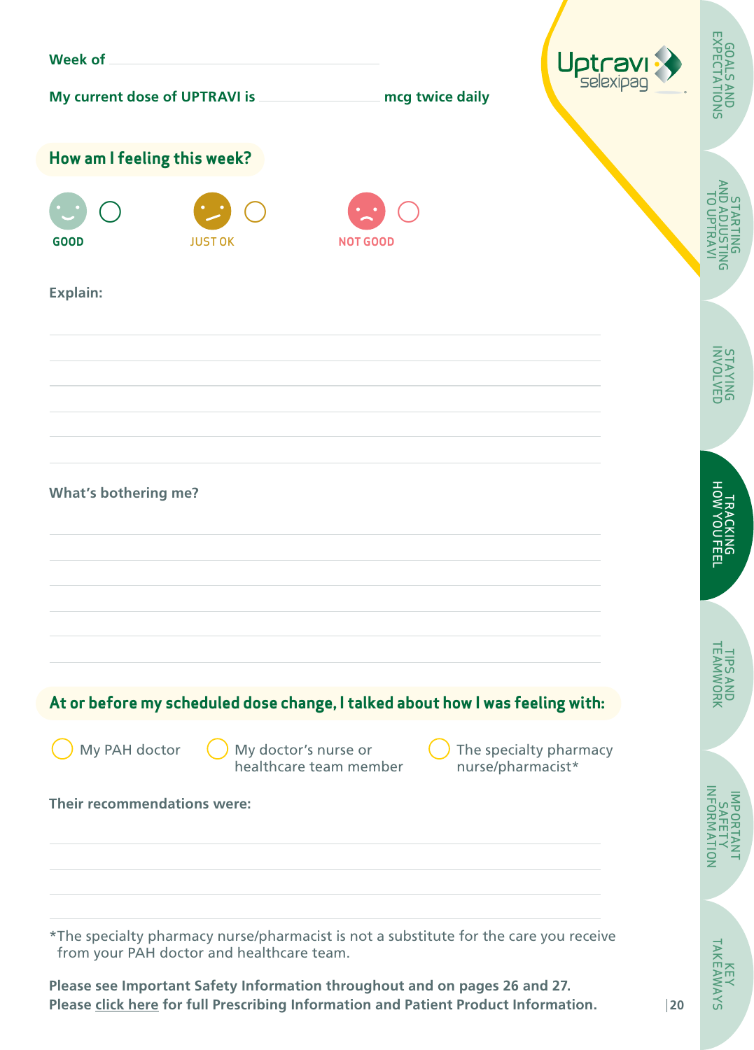Week of ______________________________

My current dose of UPTRAVI is ______________ mcg twice daily

## How am I feeling this week?

- ○ GOOD
- ○ JUST OK
- ○ NOT GOOD

**Explain:**

______________________________

______________________________

______________________________

______________________________

______________________________

______________________________

**What's bothering me?**

______________________________

______________________________

______________________________

______________________________

______________________________

______________________________

## At or before my scheduled dose change, I talked about how I was feeling with:

- ○ My PAH doctor
- ○ My doctor's nurse or healthcare team member
- ○ The specialty pharmacy nurse/pharmacist*

**Their recommendations were:**

______________________________

______________________________

______________________________

______________________________

*The specialty pharmacy nurse/pharmacist is not a substitute for the care you receive from your PAH doctor and healthcare team.

**Please see Important Safety Information throughout and on pages 26 and 27.**
**Please click here for full Prescribing Information and Patient Product Information.**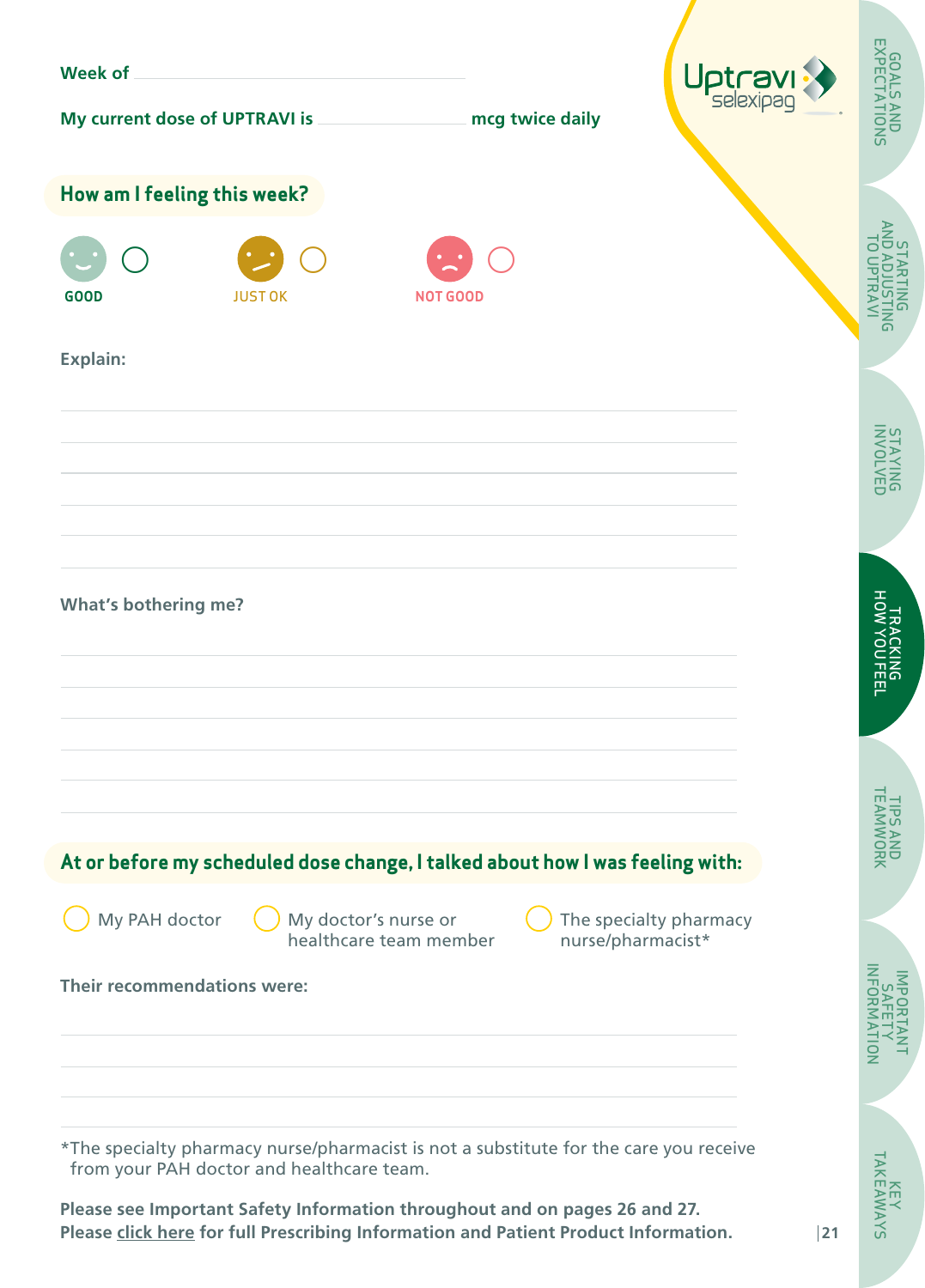**Week of** ______________________________

**My current dose of UPTRAVI is** ________________ **mcg twice daily**

## How am I feeling this week?

○ GOOD ○ JUST OK ○ NOT GOOD

**Explain:**

______________________________

______________________________

______________________________

______________________________

______________________________

**What's bothering me?**

______________________________

______________________________

______________________________

______________________________

______________________________

## At or before my scheduled dose change, I talked about how I was feeling with:

○ My PAH doctor ○ My doctor's nurse or healthcare team member ○ The specialty pharmacy nurse/pharmacist*

**Their recommendations were:**

______________________________

______________________________

______________________________

*The specialty pharmacy nurse/pharmacist is not a substitute for the care you receive from your PAH doctor and healthcare team.

**Please see Important Safety Information throughout and on pages 26 and 27.**
**Please click here for full Prescribing Information and Patient Product Information.**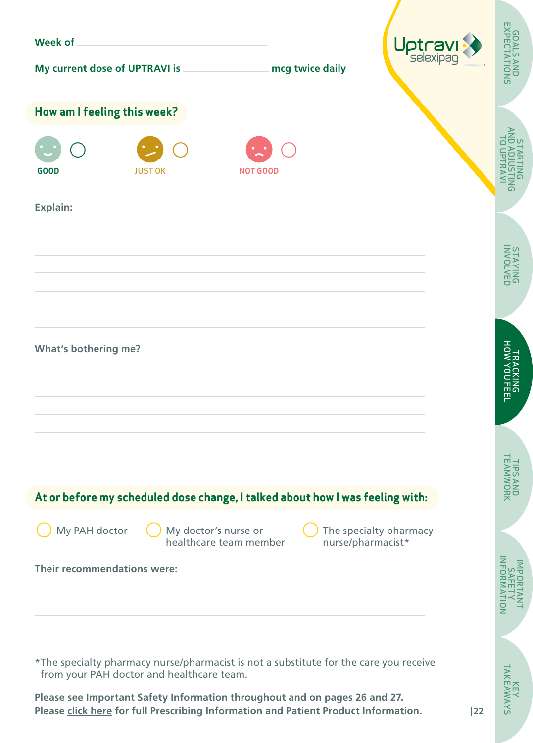**Week of** ________________________

**My current dose of UPTRAVI is** ____________ **mcg twice daily**

## How am I feeling this week?

○ GOOD ○ JUST OK ○ NOT GOOD

**Explain:**

**What's bothering me?**

## At or before my scheduled dose change, I talked about how I was feeling with:

○ My PAH doctor

○ My doctor's nurse or healthcare team member

○ The specialty pharmacy nurse/pharmacist*

**Their recommendations were:**

*The specialty pharmacy nurse/pharmacist is not a substitute for the care you receive from your PAH doctor and healthcare team.

**Please see Important Safety Information throughout and on pages 26 and 27.**
**Please click here for full Prescribing Information and Patient Product Information.**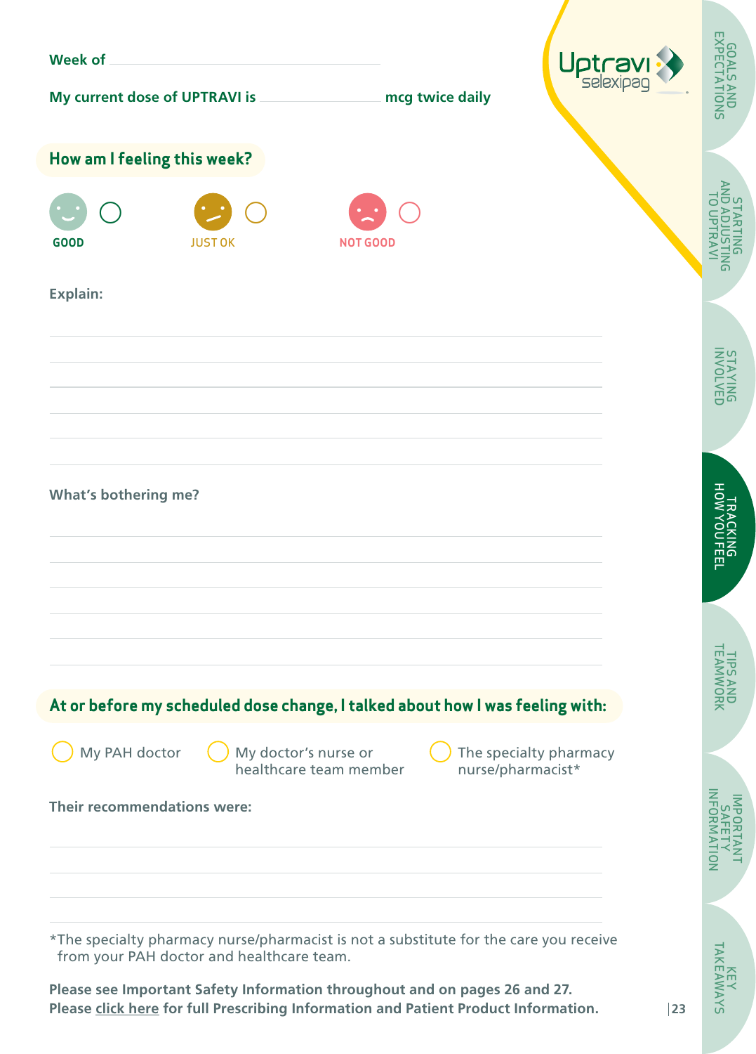Week of ______________________________

My current dose of UPTRAVI is ______________ mcg twice daily

## How am I feeling this week?

○ GOOD ○ JUST OK ○ NOT GOOD

**Explain:**

______________________________

______________________________

______________________________

______________________________

______________________________

**What's bothering me?**

______________________________

______________________________

______________________________

______________________________

______________________________

## At or before my scheduled dose change, I talked about how I was feeling with:

○ My PAH doctor ○ My doctor's nurse or healthcare team member ○ The specialty pharmacy nurse/pharmacist*

**Their recommendations were:**

______________________________

______________________________

______________________________

*The specialty pharmacy nurse/pharmacist is not a substitute for the care you receive from your PAH doctor and healthcare team.

**Please see Important Safety Information throughout and on pages 26 and 27.**
**Please click here for full Prescribing Information and Patient Product Information.**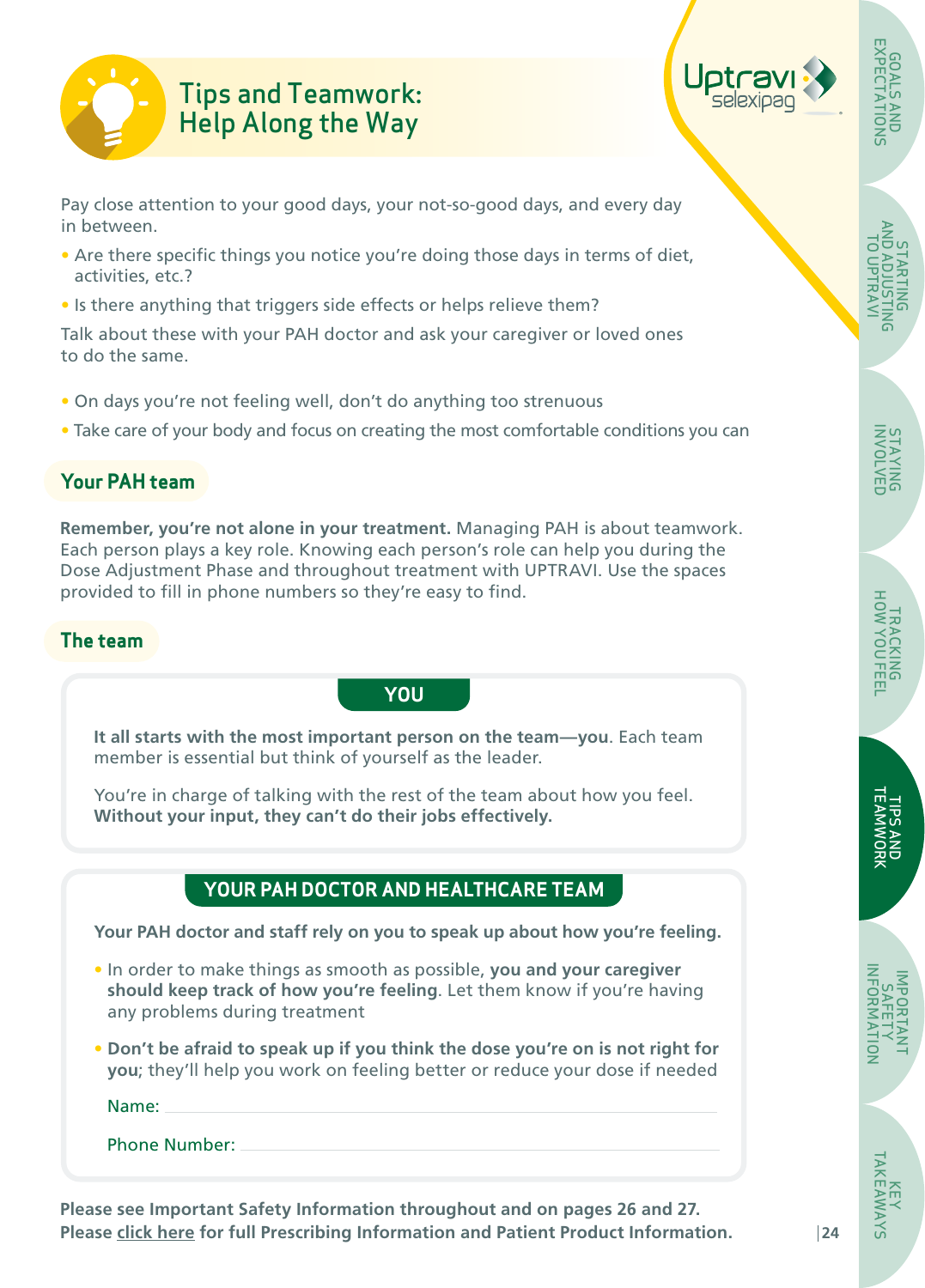# Tips and Teamwork: Help Along the Way

Pay close attention to your good days, your not-so-good days, and every day in between.

- Are there specific things you notice you're doing those days in terms of diet, activities, etc.?
- Is there anything that triggers side effects or helps relieve them?

Talk about these with your PAH doctor and ask your caregiver or loved ones to do the same.

- On days you're not feeling well, don't do anything too strenuous
- Take care of your body and focus on creating the most comfortable conditions you can

## Your PAH team

**Remember, you're not alone in your treatment.** Managing PAH is about teamwork. Each person plays a key role. Knowing each person's role can help you during the Dose Adjustment Phase and throughout treatment with UPTRAVI. Use the spaces provided to fill in phone numbers so they're easy to find.

## The team

### YOU

**It all starts with the most important person on the team—you**. Each team member is essential but think of yourself as the leader.

You're in charge of talking with the rest of the team about how you feel. **Without your input, they can't do their jobs effectively.**

### YOUR PAH DOCTOR AND HEALTHCARE TEAM

**Your PAH doctor and staff rely on you to speak up about how you're feeling.**

- In order to make things as smooth as possible, **you and your caregiver should keep track of how you're feeling**. Let them know if you're having any problems during treatment
- **Don't be afraid to speak up if you think the dose you're on is not right for you**; they'll help you work on feeling better or reduce your dose if needed

Name: ______________________________

Phone Number: ______________________________

**Please see Important Safety Information throughout and on pages 26 and 27.**
**Please click here for full Prescribing Information and Patient Product Information.**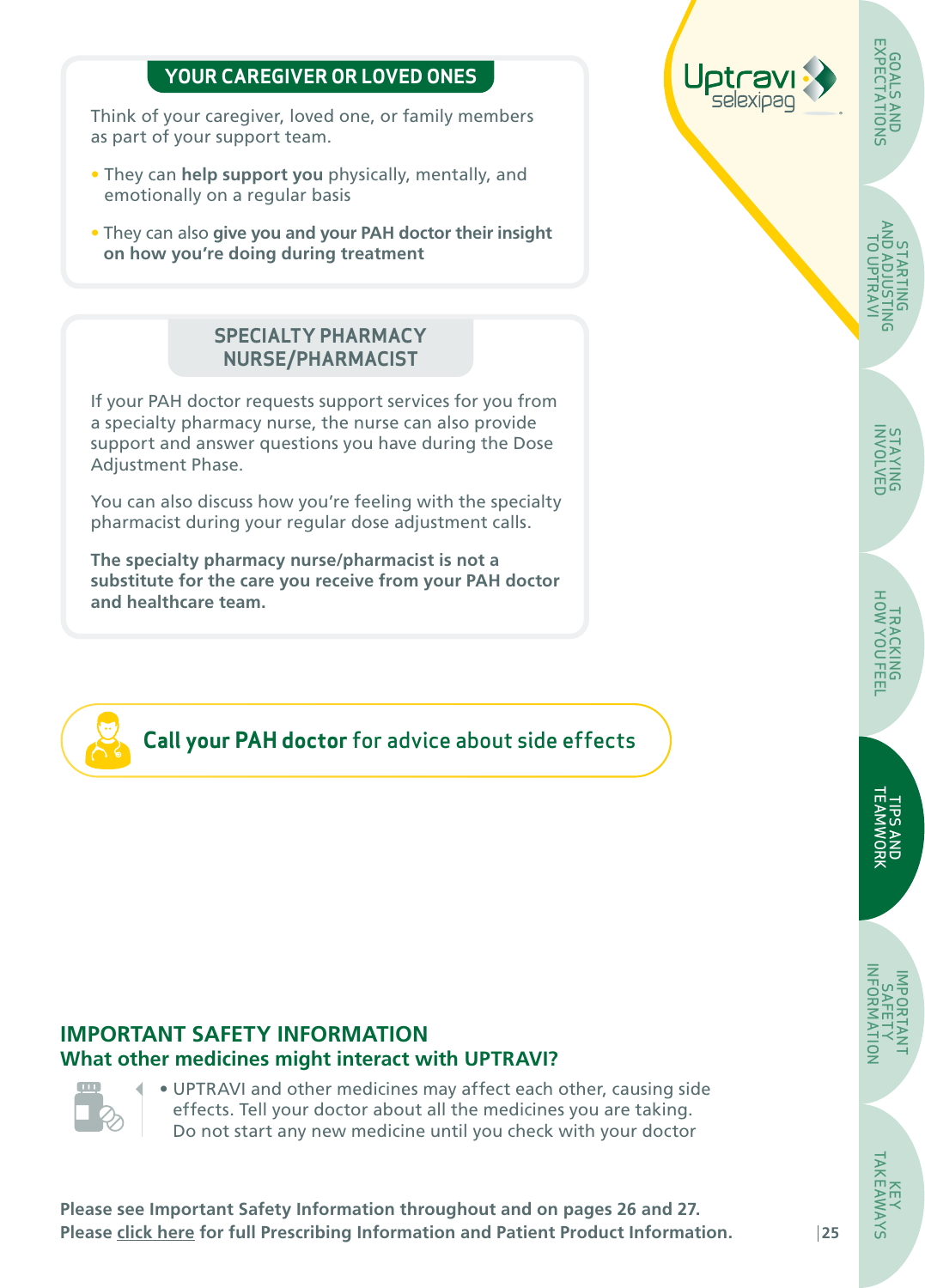## YOUR CAREGIVER OR LOVED ONES

Think of your caregiver, loved one, or family members as part of your support team.

- They can **help support you** physically, mentally, and emotionally on a regular basis
- They can also **give you and your PAH doctor their insight on how you're doing during treatment**

## SPECIALTY PHARMACY NURSE/PHARMACIST

If your PAH doctor requests support services for you from a specialty pharmacy nurse, the nurse can also provide support and answer questions you have during the Dose Adjustment Phase.

You can also discuss how you're feeling with the specialty pharmacist during your regular dose adjustment calls.

**The specialty pharmacy nurse/pharmacist is not a substitute for the care you receive from your PAH doctor and healthcare team.**

**Call your PAH doctor** for advice about side effects

## IMPORTANT SAFETY INFORMATION

### What other medicines might interact with UPTRAVI?

- UPTRAVI and other medicines may affect each other, causing side effects. Tell your doctor about all the medicines you are taking. Do not start any new medicine until you check with your doctor

**Please see Important Safety Information throughout and on pages 26 and 27.**
**Please click here for full Prescribing Information and Patient Product Information.**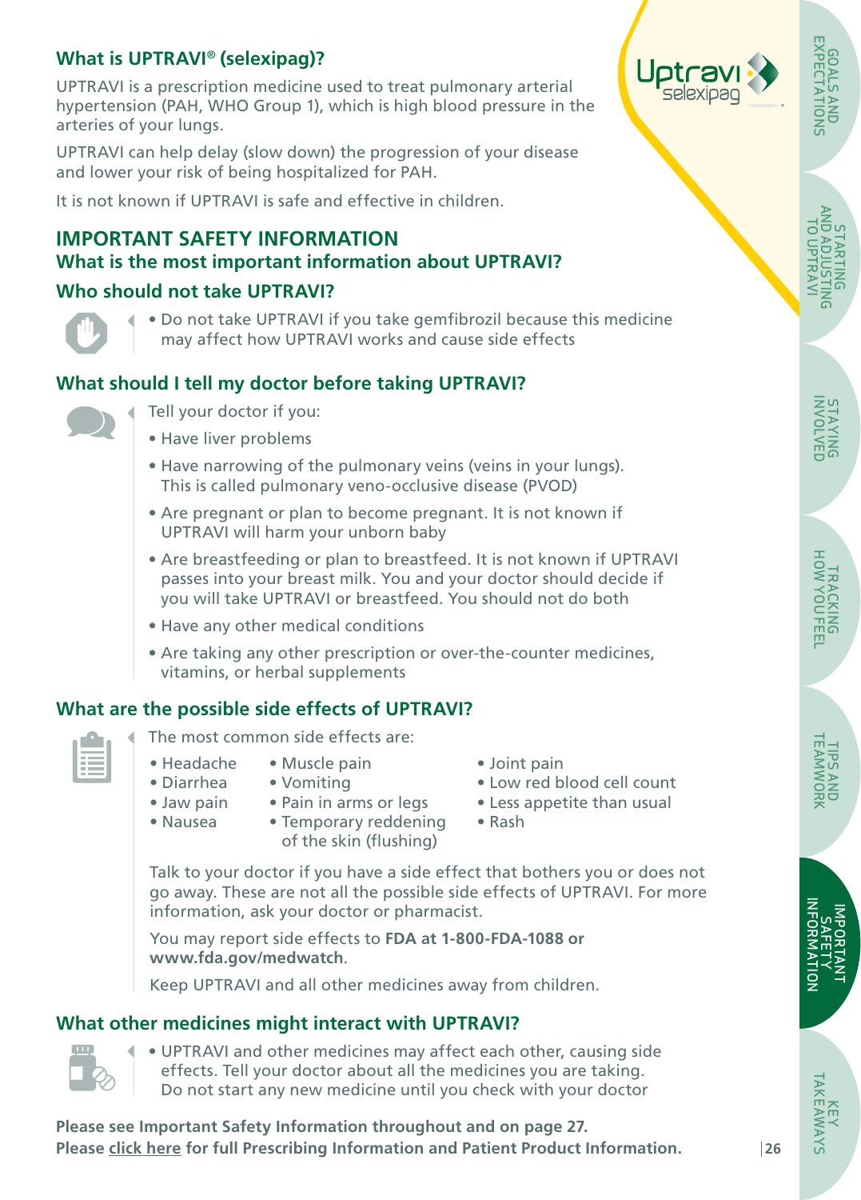## What is UPTRAVI® (selexipag)?

UPTRAVI is a prescription medicine used to treat pulmonary arterial hypertension (PAH, WHO Group 1), which is high blood pressure in the arteries of your lungs.

UPTRAVI can help delay (slow down) the progression of your disease and lower your risk of being hospitalized for PAH.

It is not known if UPTRAVI is safe and effective in children.

## IMPORTANT SAFETY INFORMATION

### What is the most important information about UPTRAVI?

### Who should not take UPTRAVI?

- Do not take UPTRAVI if you take gemfibrozil because this medicine may affect how UPTRAVI works and cause side effects

### What should I tell my doctor before taking UPTRAVI?

Tell your doctor if you:

- Have liver problems
- Have narrowing of the pulmonary veins (veins in your lungs). This is called pulmonary veno-occlusive disease (PVOD)
- Are pregnant or plan to become pregnant. It is not known if UPTRAVI will harm your unborn baby
- Are breastfeeding or plan to breastfeed. It is not known if UPTRAVI passes into your breast milk. You and your doctor should decide if you will take UPTRAVI or breastfeed. You should not do both
- Have any other medical conditions
- Are taking any other prescription or over-the-counter medicines, vitamins, or herbal supplements

### What are the possible side effects of UPTRAVI?

The most common side effects are:

- Headache
- Diarrhea
- Jaw pain
- Nausea
- Muscle pain
- Vomiting
- Pain in arms or legs
- Temporary reddening of the skin (flushing)
- Joint pain
- Low red blood cell count
- Less appetite than usual
- Rash

Talk to your doctor if you have a side effect that bothers you or does not go away. These are not all the possible side effects of UPTRAVI. For more information, ask your doctor or pharmacist.

You may report side effects to **FDA at 1-800-FDA-1088 or www.fda.gov/medwatch**.

Keep UPTRAVI and all other medicines away from children.

### What other medicines might interact with UPTRAVI?

- UPTRAVI and other medicines may affect each other, causing side effects. Tell your doctor about all the medicines you are taking. Do not start any new medicine until you check with your doctor

**Please see Important Safety Information throughout and on page 27.**
**Please click here for full Prescribing Information and Patient Product Information.**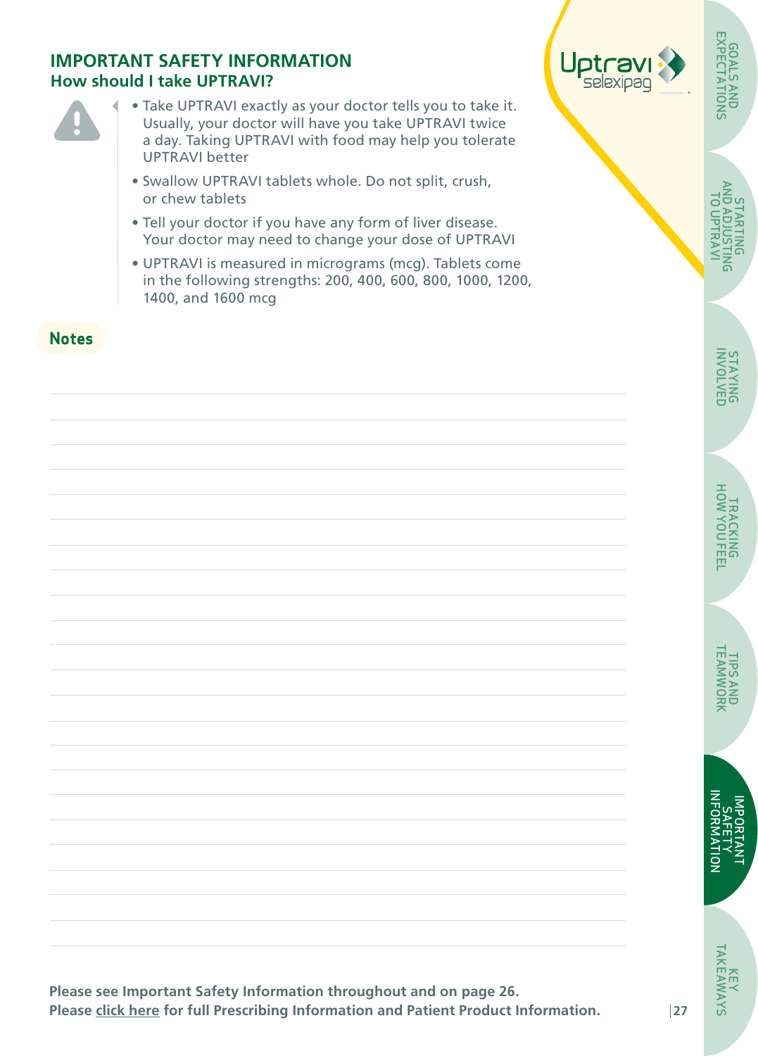## IMPORTANT SAFETY INFORMATION

### How should I take UPTRAVI?

- Take UPTRAVI exactly as your doctor tells you to take it. Usually, your doctor will have you take UPTRAVI twice a day. Taking UPTRAVI with food may help you tolerate UPTRAVI better
- Swallow UPTRAVI tablets whole. Do not split, crush, or chew tablets
- Tell your doctor if you have any form of liver disease. Your doctor may need to change your dose of UPTRAVI
- UPTRAVI is measured in micrograms (mcg). Tablets come in the following strengths: 200, 400, 600, 800, 1000, 1200, 1400, and 1600 mcg

**Notes**

**Please see Important Safety Information throughout and on page 26.**
**Please click here for full Prescribing Information and Patient Product Information.**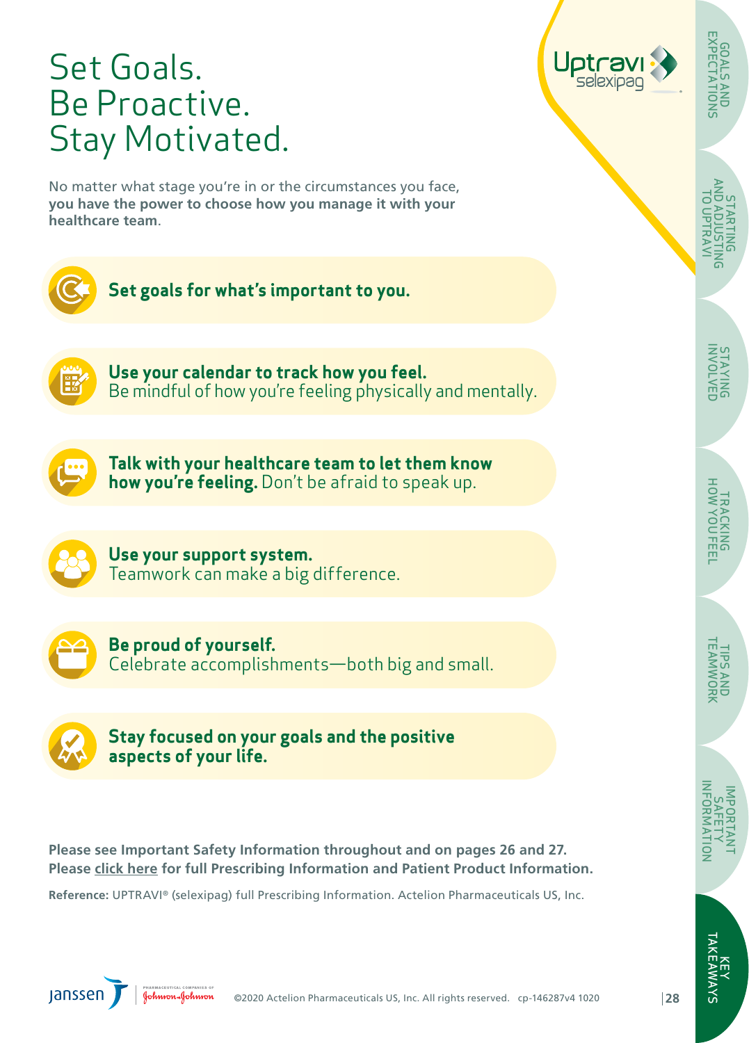# Set Goals.
# Be Proactive.
# Stay Motivated.

No matter what stage you're in or the circumstances you face, **you have the power to choose how you manage it with your healthcare team**.

**Set goals for what's important to you.**

**Use your calendar to track how you feel.** Be mindful of how you're feeling physically and mentally.

**Talk with your healthcare team to let them know how you're feeling.** Don't be afraid to speak up.

**Use your support system.** Teamwork can make a big difference.

**Be proud of yourself.** Celebrate accomplishments—both big and small.

**Stay focused on your goals and the positive aspects of your life.**

**Please see Important Safety Information throughout and on pages 26 and 27. Please click here for full Prescribing Information and Patient Product Information.**

**Reference:** UPTRAVI® (selexipag) full Prescribing Information. Actelion Pharmaceuticals US, Inc.

©2020 Actelion Pharmaceuticals US, Inc. All rights reserved. cp-146287v4 1020